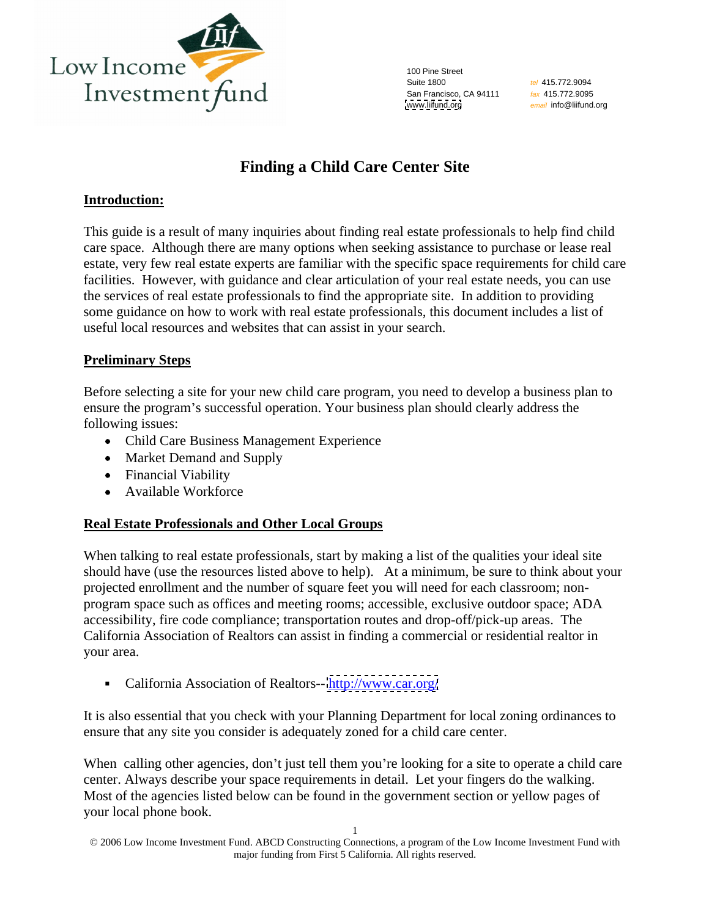Low Income Investment fund

100 Pine Street
Suite 1800
San Francisco, CA 94111
www.liifund.org

tel 415.772.9094
fax 415.772.9095
email info@liifund.org

# Finding a Child Care Center Site

## Introduction:

This guide is a result of many inquiries about finding real estate professionals to help find child care space. Although there are many options when seeking assistance to purchase or lease real estate, very few real estate experts are familiar with the specific space requirements for child care facilities. However, with guidance and clear articulation of your real estate needs, you can use the services of real estate professionals to find the appropriate site. In addition to providing some guidance on how to work with real estate professionals, this document includes a list of useful local resources and websites that can assist in your search.

## Preliminary Steps

Before selecting a site for your new child care program, you need to develop a business plan to ensure the program's successful operation. Your business plan should clearly address the following issues:

- Child Care Business Management Experience
- Market Demand and Supply
- Financial Viability
- Available Workforce

## Real Estate Professionals and Other Local Groups

When talking to real estate professionals, start by making a list of the qualities your ideal site should have (use the resources listed above to help). At a minimum, be sure to think about your projected enrollment and the number of square feet you will need for each classroom; non-program space such as offices and meeting rooms; accessible, exclusive outdoor space; ADA accessibility, fire code compliance; transportation routes and drop-off/pick-up areas. The California Association of Realtors can assist in finding a commercial or residential realtor in your area.

- California Association of Realtors-- http://www.car.org/

It is also essential that you check with your Planning Department for local zoning ordinances to ensure that any site you consider is adequately zoned for a child care center.

When calling other agencies, don't just tell them you're looking for a site to operate a child care center. Always describe your space requirements in detail. Let your fingers do the walking. Most of the agencies listed below can be found in the government section or yellow pages of your local phone book.

© 2006 Low Income Investment Fund. ABCD Constructing Connections, a program of the Low Income Investment Fund with major funding from First 5 California. All rights reserved.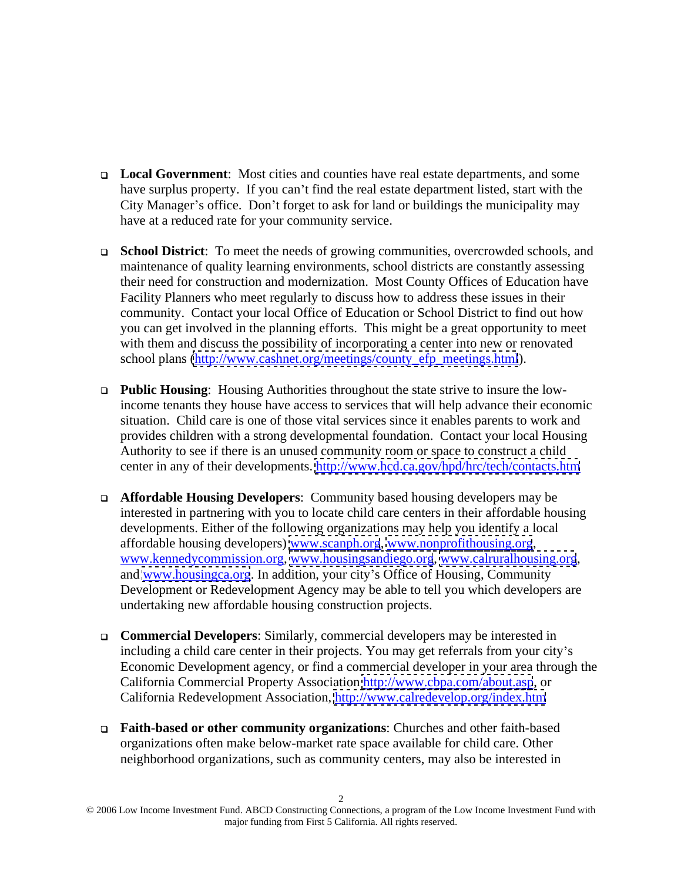- **Local Government**: Most cities and counties have real estate departments, and some have surplus property. If you can't find the real estate department listed, start with the City Manager's office. Don't forget to ask for land or buildings the municipality may have at a reduced rate for your community service.

- **School District**: To meet the needs of growing communities, overcrowded schools, and maintenance of quality learning environments, school districts are constantly assessing their need for construction and modernization. Most County Offices of Education have Facility Planners who meet regularly to discuss how to address these issues in their community. Contact your local Office of Education or School District to find out how you can get involved in the planning efforts. This might be a great opportunity to meet with them and discuss the possibility of incorporating a center into new or renovated school plans (http://www.cashnet.org/meetings/county_efp_meetings.html).

- **Public Housing**: Housing Authorities throughout the state strive to insure the low-income tenants they house have access to services that will help advance their economic situation. Child care is one of those vital services since it enables parents to work and provides children with a strong developmental foundation. Contact your local Housing Authority to see if there is an unused community room or space to construct a child center in any of their developments. http://www.hcd.ca.gov/hpd/hrc/tech/contacts.htm

- **Affordable Housing Developers**: Community based housing developers may be interested in partnering with you to locate child care centers in their affordable housing developments. Either of the following organizations may help you identify a local affordable housing developers) www.scanph.org, www.nonprofithousing.org, www.kennedycommission.org, www.housingsandiego.org, www.calruralhousing.org, and www.housingca.org. In addition, your city's Office of Housing, Community Development or Redevelopment Agency may be able to tell you which developers are undertaking new affordable housing construction projects.

- **Commercial Developers**: Similarly, commercial developers may be interested in including a child care center in their projects. You may get referrals from your city's Economic Development agency, or find a commercial developer in your area through the California Commercial Property Association http://www.cbpa.com/about.asp, or California Redevelopment Association, http://www.calredevelop.org/index.htm

- **Faith-based or other community organizations**: Churches and other faith-based organizations often make below-market rate space available for child care. Other neighborhood organizations, such as community centers, may also be interested in

© 2006 Low Income Investment Fund. ABCD Constructing Connections, a program of the Low Income Investment Fund with major funding from First 5 California. All rights reserved.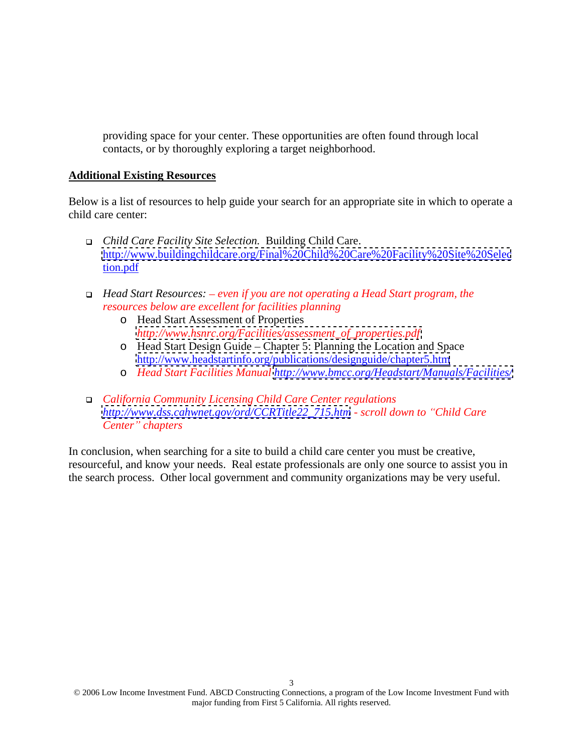providing space for your center. These opportunities are often found through local contacts, or by thoroughly exploring a target neighborhood.

**Additional Existing Resources**

Below is a list of resources to help guide your search for an appropriate site in which to operate a child care center:

- *Child Care Facility Site Selection.* Building Child Care. http://www.buildingchildcare.org/Final%20Child%20Care%20Facility%20Site%20Selection.pdf
- *Head Start Resources: – even if you are not operating a Head Start program, the resources below are excellent for facilities planning*
  - Head Start Assessment of Properties *http://www.hsnrc.org/Facilities/assessment_of_properties.pdf*
  - Head Start Design Guide – Chapter 5: Planning the Location and Space http://www.headstartinfo.org/publications/designguide/chapter5.htm
  - *Head Start Facilities Manual http://www.bmcc.org/Headstart/Manuals/Facilities/*
- *California Community Licensing Child Care Center regulations http://www.dss.cahwnet.gov/ord/CCRTitle22_715.htm - scroll down to "Child Care Center" chapters*

In conclusion, when searching for a site to build a child care center you must be creative, resourceful, and know your needs. Real estate professionals are only one source to assist you in the search process. Other local government and community organizations may be very useful.

© 2006 Low Income Investment Fund. ABCD Constructing Connections, a program of the Low Income Investment Fund with major funding from First 5 California. All rights reserved.